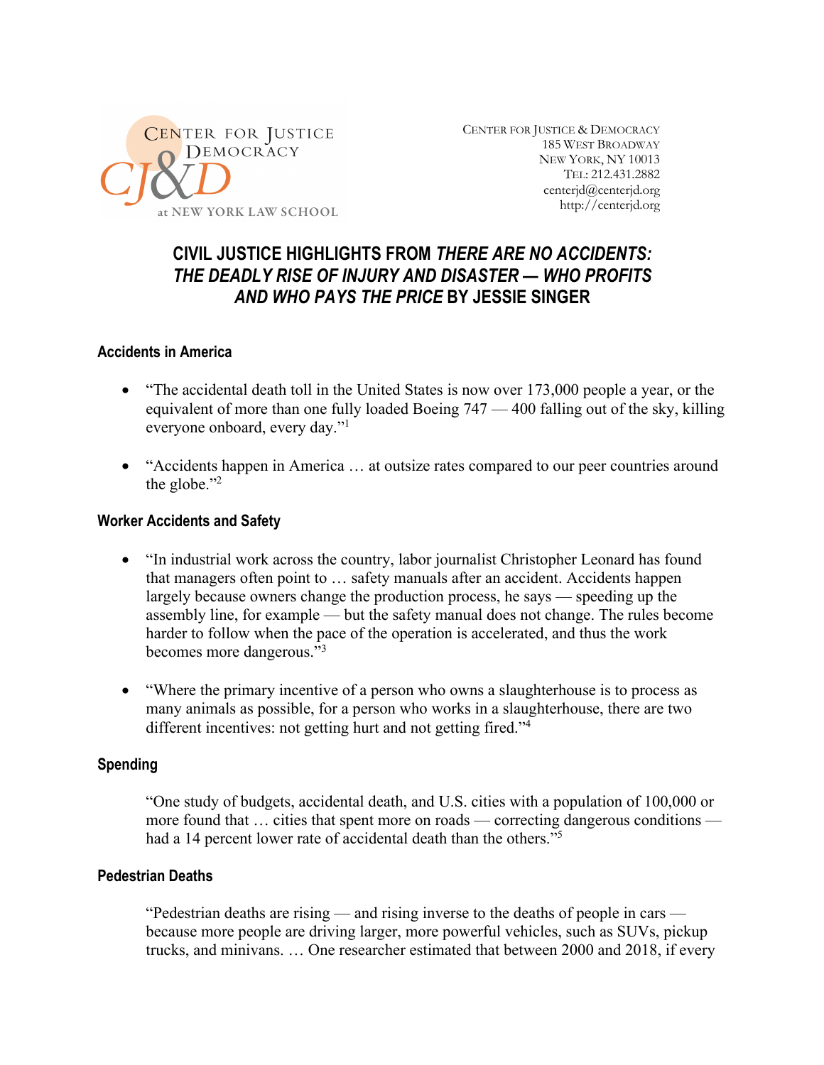CENTER FOR JUSTICE & DEMOCRACY
185 WEST BROADWAY
NEW YORK, NY 10013
TEL: 212.431.2882
centerjd@centerjd.org
http://centerjd.org

# CIVIL JUSTICE HIGHLIGHTS FROM *THERE ARE NO ACCIDENTS: THE DEADLY RISE OF INJURY AND DISASTER — WHO PROFITS AND WHO PAYS THE PRICE* BY JESSIE SINGER

### Accidents in America

- "The accidental death toll in the United States is now over 173,000 people a year, or the equivalent of more than one fully loaded Boeing 747 — 400 falling out of the sky, killing everyone onboard, every day."[1]

- "Accidents happen in America … at outsize rates compared to our peer countries around the globe."[2]

### Worker Accidents and Safety

- "In industrial work across the country, labor journalist Christopher Leonard has found that managers often point to … safety manuals after an accident. Accidents happen largely because owners change the production process, he says — speeding up the assembly line, for example — but the safety manual does not change. The rules become harder to follow when the pace of the operation is accelerated, and thus the work becomes more dangerous."[3]

- "Where the primary incentive of a person who owns a slaughterhouse is to process as many animals as possible, for a person who works in a slaughterhouse, there are two different incentives: not getting hurt and not getting fired."[4]

### Spending

"One study of budgets, accidental death, and U.S. cities with a population of 100,000 or more found that … cities that spent more on roads — correcting dangerous conditions — had a 14 percent lower rate of accidental death than the others."[5]

### Pedestrian Deaths

"Pedestrian deaths are rising — and rising inverse to the deaths of people in cars — because more people are driving larger, more powerful vehicles, such as SUVs, pickup trucks, and minivans. … One researcher estimated that between 2000 and 2018, if every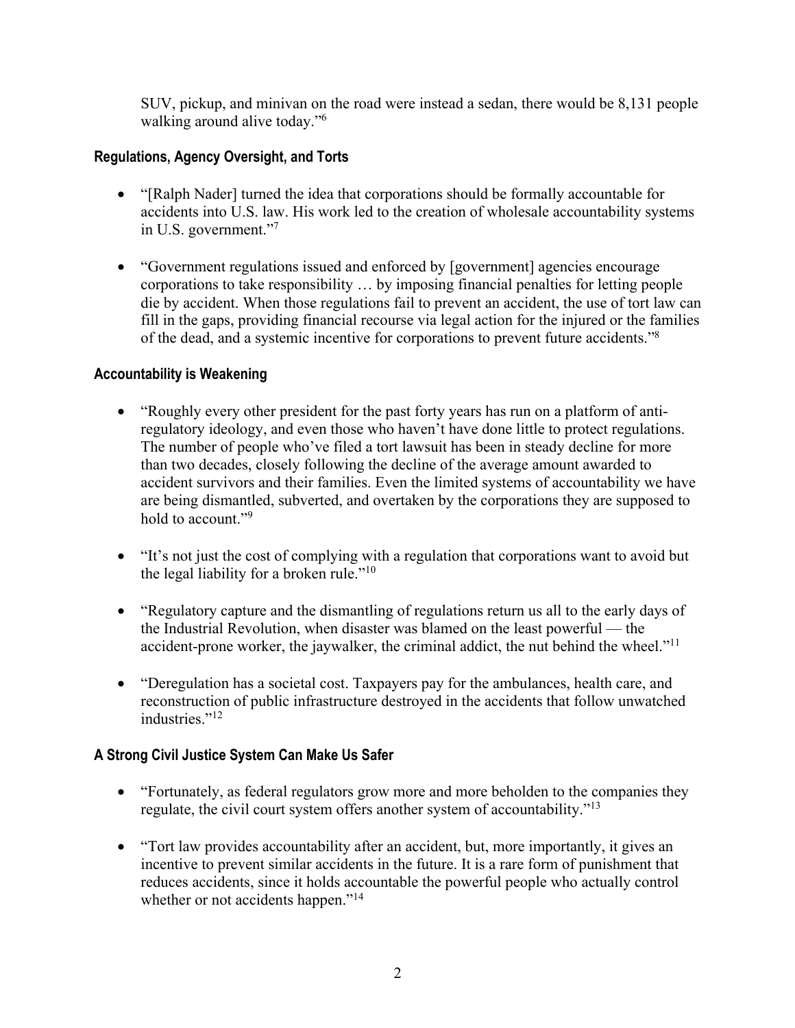SUV, pickup, and minivan on the road were instead a sedan, there would be 8,131 people walking around alive today."[6]

### Regulations, Agency Oversight, and Torts

- "[Ralph Nader] turned the idea that corporations should be formally accountable for accidents into U.S. law. His work led to the creation of wholesale accountability systems in U.S. government."[7]

- "Government regulations issued and enforced by [government] agencies encourage corporations to take responsibility … by imposing financial penalties for letting people die by accident. When those regulations fail to prevent an accident, the use of tort law can fill in the gaps, providing financial recourse via legal action for the injured or the families of the dead, and a systemic incentive for corporations to prevent future accidents."[8]

### Accountability is Weakening

- "Roughly every other president for the past forty years has run on a platform of anti-regulatory ideology, and even those who haven't have done little to protect regulations. The number of people who've filed a tort lawsuit has been in steady decline for more than two decades, closely following the decline of the average amount awarded to accident survivors and their families. Even the limited systems of accountability we have are being dismantled, subverted, and overtaken by the corporations they are supposed to hold to account."[9]

- "It's not just the cost of complying with a regulation that corporations want to avoid but the legal liability for a broken rule."[10]

- "Regulatory capture and the dismantling of regulations return us all to the early days of the Industrial Revolution, when disaster was blamed on the least powerful — the accident-prone worker, the jaywalker, the criminal addict, the nut behind the wheel."[11]

- "Deregulation has a societal cost. Taxpayers pay for the ambulances, health care, and reconstruction of public infrastructure destroyed in the accidents that follow unwatched industries."[12]

### A Strong Civil Justice System Can Make Us Safer

- "Fortunately, as federal regulators grow more and more beholden to the companies they regulate, the civil court system offers another system of accountability."[13]

- "Tort law provides accountability after an accident, but, more importantly, it gives an incentive to prevent similar accidents in the future. It is a rare form of punishment that reduces accidents, since it holds accountable the powerful people who actually control whether or not accidents happen."[14]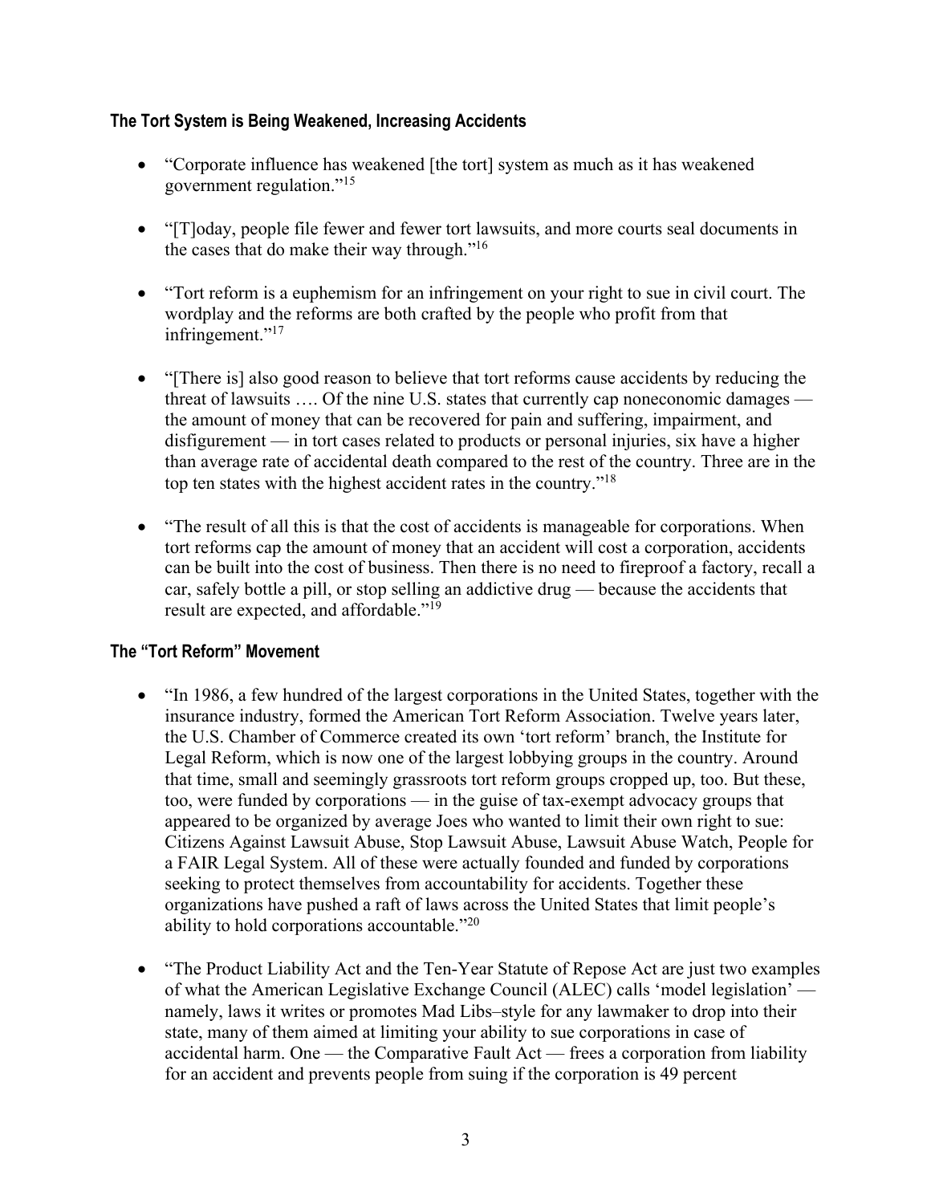### The Tort System is Being Weakened, Increasing Accidents

- "Corporate influence has weakened [the tort] system as much as it has weakened government regulation."[15]

- "[T]oday, people file fewer and fewer tort lawsuits, and more courts seal documents in the cases that do make their way through."[16]

- "Tort reform is a euphemism for an infringement on your right to sue in civil court. The wordplay and the reforms are both crafted by the people who profit from that infringement."[17]

- "[There is] also good reason to believe that tort reforms cause accidents by reducing the threat of lawsuits …. Of the nine U.S. states that currently cap noneconomic damages — the amount of money that can be recovered for pain and suffering, impairment, and disfigurement — in tort cases related to products or personal injuries, six have a higher than average rate of accidental death compared to the rest of the country. Three are in the top ten states with the highest accident rates in the country."[18]

- "The result of all this is that the cost of accidents is manageable for corporations. When tort reforms cap the amount of money that an accident will cost a corporation, accidents can be built into the cost of business. Then there is no need to fireproof a factory, recall a car, safely bottle a pill, or stop selling an addictive drug — because the accidents that result are expected, and affordable."[19]

### The "Tort Reform" Movement

- "In 1986, a few hundred of the largest corporations in the United States, together with the insurance industry, formed the American Tort Reform Association. Twelve years later, the U.S. Chamber of Commerce created its own 'tort reform' branch, the Institute for Legal Reform, which is now one of the largest lobbying groups in the country. Around that time, small and seemingly grassroots tort reform groups cropped up, too. But these, too, were funded by corporations — in the guise of tax-exempt advocacy groups that appeared to be organized by average Joes who wanted to limit their own right to sue: Citizens Against Lawsuit Abuse, Stop Lawsuit Abuse, Lawsuit Abuse Watch, People for a FAIR Legal System. All of these were actually founded and funded by corporations seeking to protect themselves from accountability for accidents. Together these organizations have pushed a raft of laws across the United States that limit people's ability to hold corporations accountable."[20]

- "The Product Liability Act and the Ten-Year Statute of Repose Act are just two examples of what the American Legislative Exchange Council (ALEC) calls 'model legislation' — namely, laws it writes or promotes Mad Libs–style for any lawmaker to drop into their state, many of them aimed at limiting your ability to sue corporations in case of accidental harm. One — the Comparative Fault Act — frees a corporation from liability for an accident and prevents people from suing if the corporation is 49 percent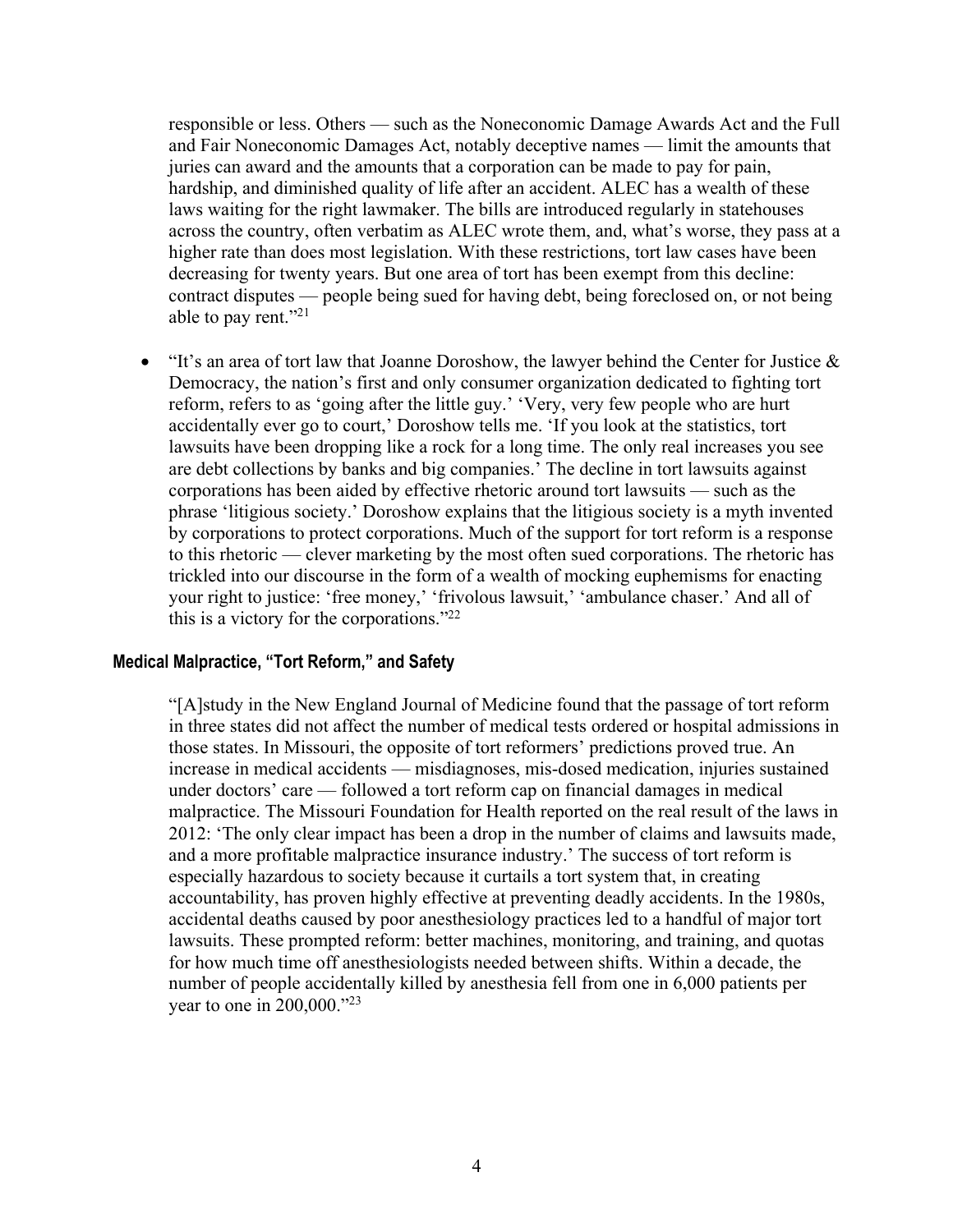responsible or less. Others — such as the Noneconomic Damage Awards Act and the Full and Fair Noneconomic Damages Act, notably deceptive names — limit the amounts that juries can award and the amounts that a corporation can be made to pay for pain, hardship, and diminished quality of life after an accident. ALEC has a wealth of these laws waiting for the right lawmaker. The bills are introduced regularly in statehouses across the country, often verbatim as ALEC wrote them, and, what's worse, they pass at a higher rate than does most legislation. With these restrictions, tort law cases have been decreasing for twenty years. But one area of tort has been exempt from this decline: contract disputes — people being sued for having debt, being foreclosed on, or not being able to pay rent."[21]

- "It's an area of tort law that Joanne Doroshow, the lawyer behind the Center for Justice & Democracy, the nation's first and only consumer organization dedicated to fighting tort reform, refers to as 'going after the little guy.' 'Very, very few people who are hurt accidentally ever go to court,' Doroshow tells me. 'If you look at the statistics, tort lawsuits have been dropping like a rock for a long time. The only real increases you see are debt collections by banks and big companies.' The decline in tort lawsuits against corporations has been aided by effective rhetoric around tort lawsuits — such as the phrase 'litigious society.' Doroshow explains that the litigious society is a myth invented by corporations to protect corporations. Much of the support for tort reform is a response to this rhetoric — clever marketing by the most often sued corporations. The rhetoric has trickled into our discourse in the form of a wealth of mocking euphemisms for enacting your right to justice: 'free money,' 'frivolous lawsuit,' 'ambulance chaser.' And all of this is a victory for the corporations."[22]

#### Medical Malpractice, "Tort Reform," and Safety

"[A]study in the New England Journal of Medicine found that the passage of tort reform in three states did not affect the number of medical tests ordered or hospital admissions in those states. In Missouri, the opposite of tort reformers' predictions proved true. An increase in medical accidents — misdiagnoses, mis-dosed medication, injuries sustained under doctors' care — followed a tort reform cap on financial damages in medical malpractice. The Missouri Foundation for Health reported on the real result of the laws in 2012: 'The only clear impact has been a drop in the number of claims and lawsuits made, and a more profitable malpractice insurance industry.' The success of tort reform is especially hazardous to society because it curtails a tort system that, in creating accountability, has proven highly effective at preventing deadly accidents. In the 1980s, accidental deaths caused by poor anesthesiology practices led to a handful of major tort lawsuits. These prompted reform: better machines, monitoring, and training, and quotas for how much time off anesthesiologists needed between shifts. Within a decade, the number of people accidentally killed by anesthesia fell from one in 6,000 patients per year to one in 200,000."[23]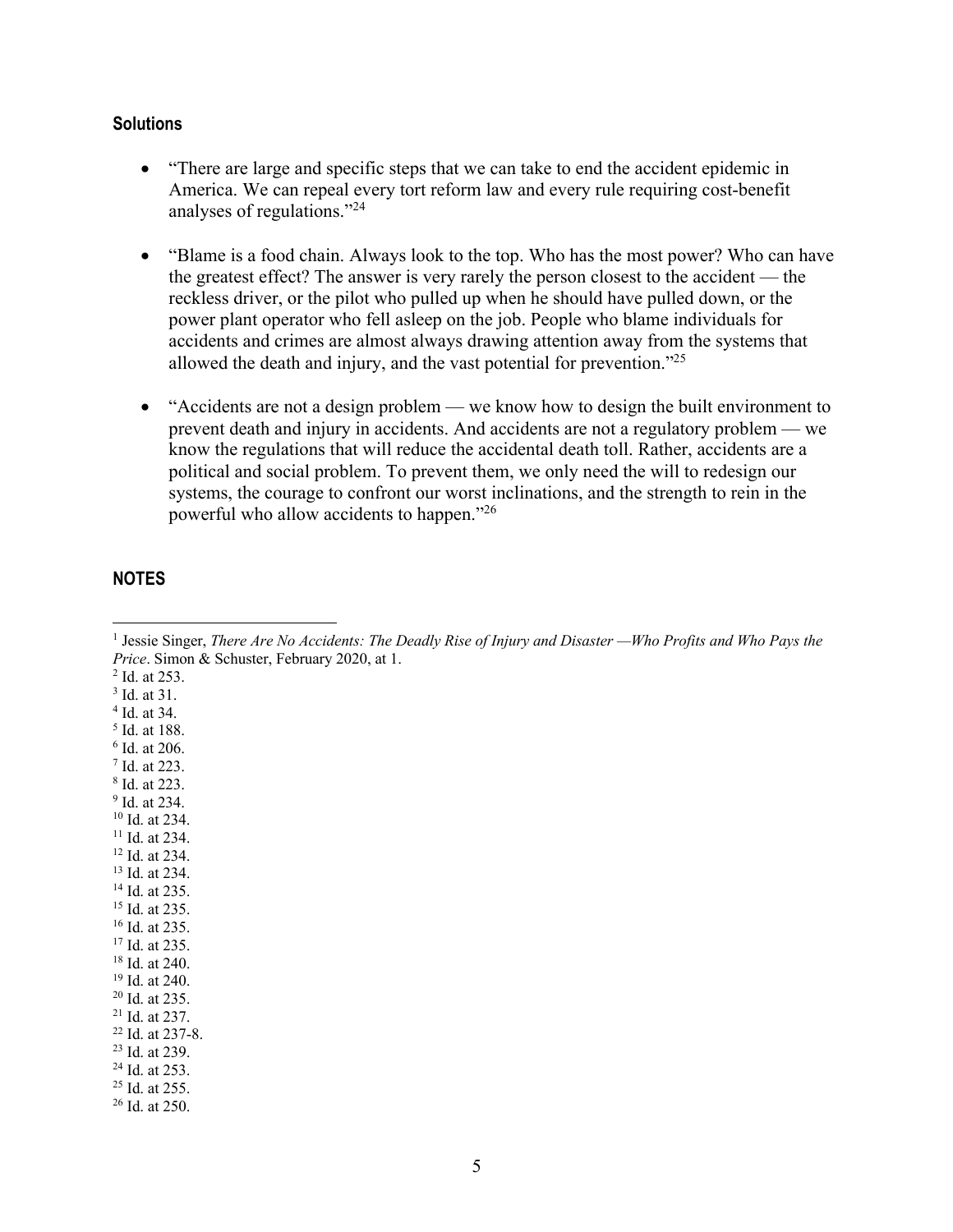### Solutions

- "There are large and specific steps that we can take to end the accident epidemic in America. We can repeal every tort reform law and every rule requiring cost-benefit analyses of regulations."[24]

- "Blame is a food chain. Always look to the top. Who has the most power? Who can have the greatest effect? The answer is very rarely the person closest to the accident — the reckless driver, or the pilot who pulled up when he should have pulled down, or the power plant operator who fell asleep on the job. People who blame individuals for accidents and crimes are almost always drawing attention away from the systems that allowed the death and injury, and the vast potential for prevention."[25]

- "Accidents are not a design problem — we know how to design the built environment to prevent death and injury in accidents. And accidents are not a regulatory problem — we know the regulations that will reduce the accidental death toll. Rather, accidents are a political and social problem. To prevent them, we only need the will to redesign our systems, the courage to confront our worst inclinations, and the strength to rein in the powerful who allow accidents to happen."[26]

### NOTES

[1] Jessie Singer, *There Are No Accidents: The Deadly Rise of Injury and Disaster —Who Profits and Who Pays the Price*. Simon & Schuster, February 2020, at 1.
[2] Id. at 253.
[3] Id. at 31.
[4] Id. at 34.
[5] Id. at 188.
[6] Id. at 206.
[7] Id. at 223.
[8] Id. at 223.
[9] Id. at 234.
[10] Id. at 234.
[11] Id. at 234.
[12] Id. at 234.
[13] Id. at 234.
[14] Id. at 235.
[15] Id. at 235.
[16] Id. at 235.
[17] Id. at 235.
[18] Id. at 240.
[19] Id. at 240.
[20] Id. at 235.
[21] Id. at 237.
[22] Id. at 237-8.
[23] Id. at 239.
[24] Id. at 253.
[25] Id. at 255.
[26] Id. at 250.